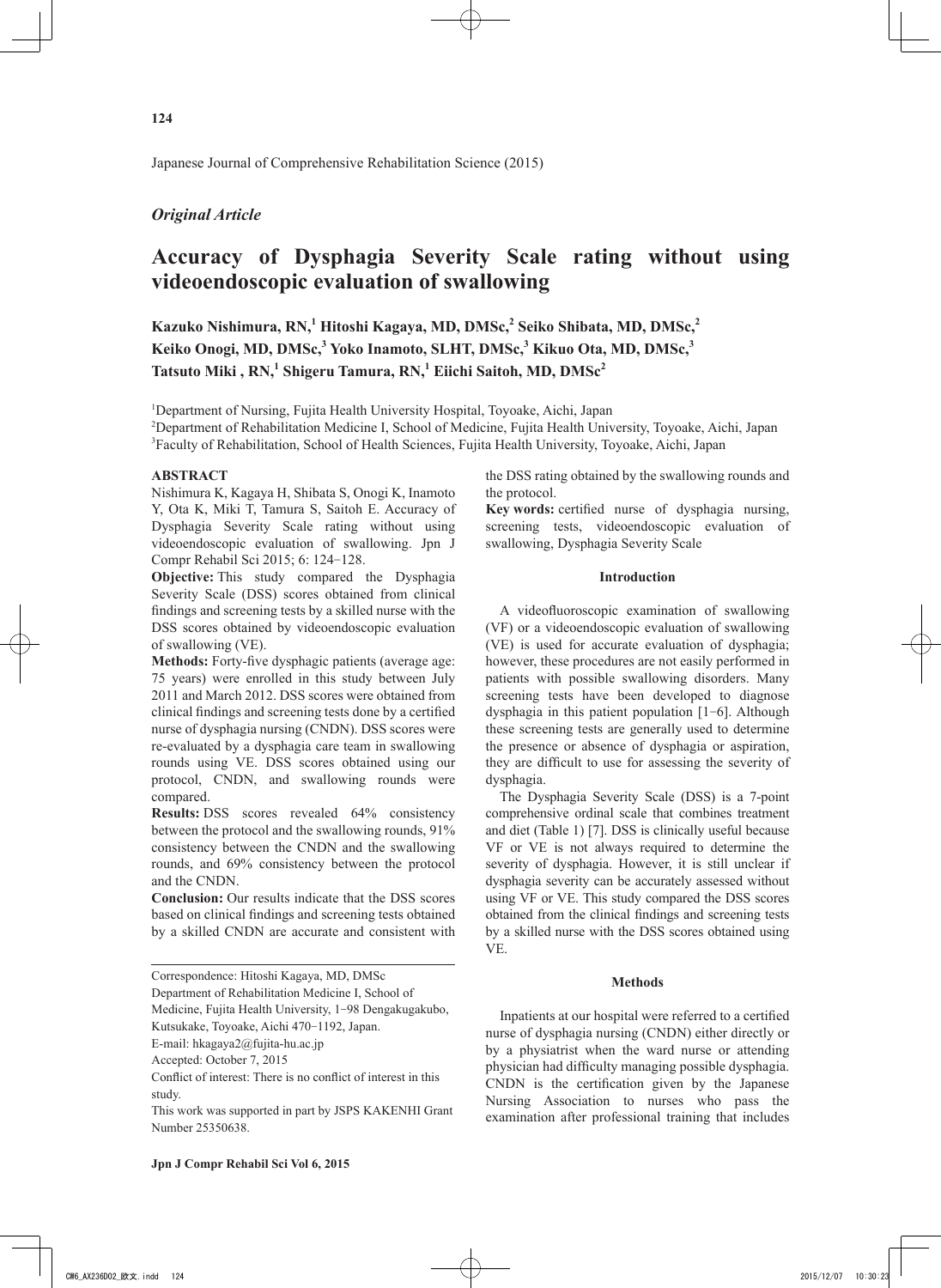*Original Article*

# Accuracy of Dysphagia Severity Scale rating without using videoendoscopic evaluation of swallowing

**Kazuko Nishimura, RN,[1] Hitoshi Kagaya, MD, DMSc,[2] Seiko Shibata, MD, DMSc,[2] Keiko Onogi, MD, DMSc,[3] Yoko Inamoto, SLHT, DMSc,[3] Kikuo Ota, MD, DMSc,[3] Tatsuto Miki , RN,[1] Shigeru Tamura, RN,[1] Eiichi Saitoh, MD, DMSc[2]**

[1]Department of Nursing, Fujita Health University Hospital, Toyoake, Aichi, Japan
[2]Department of Rehabilitation Medicine I, School of Medicine, Fujita Health University, Toyoake, Aichi, Japan
[3]Faculty of Rehabilitation, School of Health Sciences, Fujita Health University, Toyoake, Aichi, Japan

### ABSTRACT

Nishimura K, Kagaya H, Shibata S, Onogi K, Inamoto Y, Ota K, Miki T, Tamura S, Saitoh E. Accuracy of Dysphagia Severity Scale rating without using videoendoscopic evaluation of swallowing. Jpn J Compr Rehabil Sci 2015; 6: 124−128.

**Objective:** This study compared the Dysphagia Severity Scale (DSS) scores obtained from clinical findings and screening tests by a skilled nurse with the DSS scores obtained by videoendoscopic evaluation of swallowing (VE).

**Methods:** Forty-five dysphagic patients (average age: 75 years) were enrolled in this study between July 2011 and March 2012. DSS scores were obtained from clinical findings and screening tests done by a certified nurse of dysphagia nursing (CNDN). DSS scores were re-evaluated by a dysphagia care team in swallowing rounds using VE. DSS scores obtained using our protocol, CNDN, and swallowing rounds were compared.

**Results:** DSS scores revealed 64% consistency between the protocol and the swallowing rounds, 91% consistency between the CNDN and the swallowing rounds, and 69% consistency between the protocol and the CNDN.

**Conclusion:** Our results indicate that the DSS scores based on clinical findings and screening tests obtained by a skilled CNDN are accurate and consistent with the DSS rating obtained by the swallowing rounds and the protocol.

**Key words:** certified nurse of dysphagia nursing, screening tests, videoendoscopic evaluation of swallowing, Dysphagia Severity Scale

---

Correspondence: Hitoshi Kagaya, MD, DMSc
Department of Rehabilitation Medicine I, School of Medicine, Fujita Health University, 1−98 Dengakugakubo, Kutsukake, Toyoake, Aichi 470−1192, Japan.
E-mail: hkagaya2@fujita-hu.ac.jp
Accepted: October 7, 2015
Conflict of interest: There is no conflict of interest in this study.
This work was supported in part by JSPS KAKENHI Grant Number 25350638.

### Introduction

A videofluoroscopic examination of swallowing (VF) or a videoendoscopic evaluation of swallowing (VE) is used for accurate evaluation of dysphagia; however, these procedures are not easily performed in patients with possible swallowing disorders. Many screening tests have been developed to diagnose dysphagia in this patient population [1−6]. Although these screening tests are generally used to determine the presence or absence of dysphagia or aspiration, they are difficult to use for assessing the severity of dysphagia.

The Dysphagia Severity Scale (DSS) is a 7-point comprehensive ordinal scale that combines treatment and diet (Table 1) [7]. DSS is clinically useful because VF or VE is not always required to determine the severity of dysphagia. However, it is still unclear if dysphagia severity can be accurately assessed without using VF or VE. This study compared the DSS scores obtained from the clinical findings and screening tests by a skilled nurse with the DSS scores obtained using VE.

### Methods

Inpatients at our hospital were referred to a certified nurse of dysphagia nursing (CNDN) either directly or by a physiatrist when the ward nurse or attending physician had difficulty managing possible dysphagia. CNDN is the certification given by the Japanese Nursing Association to nurses who pass the examination after professional training that includes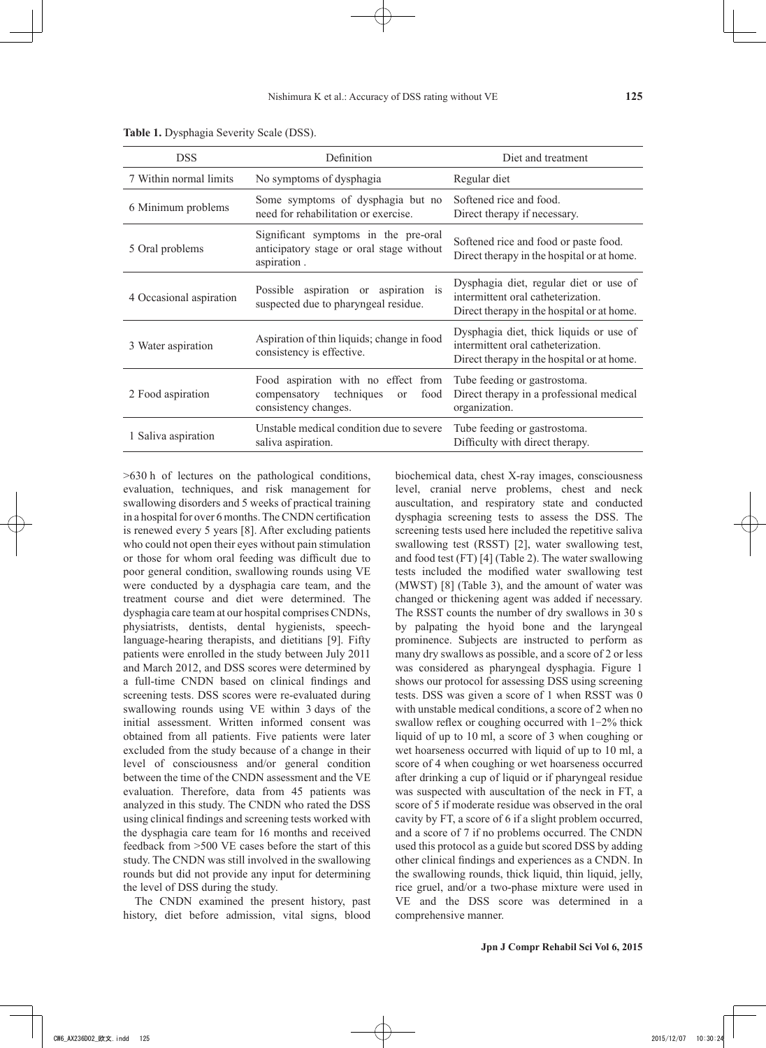**Table 1.** Dysphagia Severity Scale (DSS).

| DSS | Definition | Diet and treatment |
|---|---|---|
| 7 Within normal limits | No symptoms of dysphagia | Regular diet |
| 6 Minimum problems | Some symptoms of dysphagia but no need for rehabilitation or exercise. | Softened rice and food. Direct therapy if necessary. |
| 5 Oral problems | Significant symptoms in the pre-oral anticipatory stage or oral stage without aspiration . | Softened rice and food or paste food. Direct therapy in the hospital or at home. |
| 4 Occasional aspiration | Possible aspiration or aspiration is suspected due to pharyngeal residue. | Dysphagia diet, regular diet or use of intermittent oral catheterization. Direct therapy in the hospital or at home. |
| 3 Water aspiration | Aspiration of thin liquids; change in food consistency is effective. | Dysphagia diet, thick liquids or use of intermittent oral catheterization. Direct therapy in the hospital or at home. |
| 2 Food aspiration | Food aspiration with no effect from compensatory techniques or food consistency changes. | Tube feeding or gastrostoma. Direct therapy in a professional medical organization. |
| 1 Saliva aspiration | Unstable medical condition due to severe saliva aspiration. | Tube feeding or gastrostoma. Difficulty with direct therapy. |

>630 h of lectures on the pathological conditions, evaluation, techniques, and risk management for swallowing disorders and 5 weeks of practical training in a hospital for over 6 months. The CNDN certification is renewed every 5 years [8]. After excluding patients who could not open their eyes without pain stimulation or those for whom oral feeding was difficult due to poor general condition, swallowing rounds using VE were conducted by a dysphagia care team, and the treatment course and diet were determined. The dysphagia care team at our hospital comprises CNDNs, physiatrists, dentists, dental hygienists, speech-language-hearing therapists, and dietitians [9]. Fifty patients were enrolled in the study between July 2011 and March 2012, and DSS scores were determined by a full-time CNDN based on clinical findings and screening tests. DSS scores were re-evaluated during swallowing rounds using VE within 3 days of the initial assessment. Written informed consent was obtained from all patients. Five patients were later excluded from the study because of a change in their level of consciousness and/or general condition between the time of the CNDN assessment and the VE evaluation. Therefore, data from 45 patients was analyzed in this study. The CNDN who rated the DSS using clinical findings and screening tests worked with the dysphagia care team for 16 months and received feedback from >500 VE cases before the start of this study. The CNDN was still involved in the swallowing rounds but did not provide any input for determining the level of DSS during the study.

The CNDN examined the present history, past history, diet before admission, vital signs, blood biochemical data, chest X-ray images, consciousness level, cranial nerve problems, chest and neck auscultation, and respiratory state and conducted dysphagia screening tests to assess the DSS. The screening tests used here included the repetitive saliva swallowing test (RSST) [2], water swallowing test, and food test (FT) [4] (Table 2). The water swallowing tests included the modified water swallowing test (MWST) [8] (Table 3), and the amount of water was changed or thickening agent was added if necessary. The RSST counts the number of dry swallows in 30 s by palpating the hyoid bone and the laryngeal prominence. Subjects are instructed to perform as many dry swallows as possible, and a score of 2 or less was considered as pharyngeal dysphagia. Figure 1 shows our protocol for assessing DSS using screening tests. DSS was given a score of 1 when RSST was 0 with unstable medical conditions, a score of 2 when no swallow reflex or coughing occurred with 1–2% thick liquid of up to 10 ml, a score of 3 when coughing or wet hoarseness occurred with liquid of up to 10 ml, a score of 4 when coughing or wet hoarseness occurred after drinking a cup of liquid or if pharyngeal residue was suspected with auscultation of the neck in FT, a score of 5 if moderate residue was observed in the oral cavity by FT, a score of 6 if a slight problem occurred, and a score of 7 if no problems occurred. The CNDN used this protocol as a guide but scored DSS by adding other clinical findings and experiences as a CNDN. In the swallowing rounds, thick liquid, thin liquid, jelly, rice gruel, and/or a two-phase mixture were used in VE and the DSS score was determined in a comprehensive manner.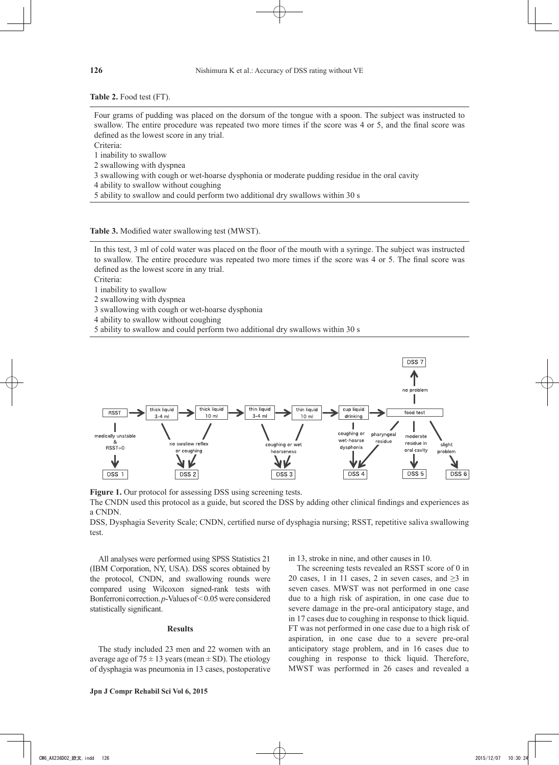**Table 2.** Food test (FT).

Four grams of pudding was placed on the dorsum of the tongue with a spoon. The subject was instructed to swallow. The entire procedure was repeated two more times if the score was 4 or 5, and the final score was defined as the lowest score in any trial.

Criteria:

1 inability to swallow

2 swallowing with dyspnea

3 swallowing with cough or wet-hoarse dysphonia or moderate pudding residue in the oral cavity

4 ability to swallow without coughing

5 ability to swallow and could perform two additional dry swallows within 30 s

**Table 3.** Modified water swallowing test (MWST).

In this test, 3 ml of cold water was placed on the floor of the mouth with a syringe. The subject was instructed to swallow. The entire procedure was repeated two more times if the score was 4 or 5. The final score was defined as the lowest score in any trial.

Criteria:

1 inability to swallow

2 swallowing with dyspnea

3 swallowing with cough or wet-hoarse dysphonia

4 ability to swallow without coughing

5 ability to swallow and could perform two additional dry swallows within 30 s

**Figure 1.** Our protocol for assessing DSS using screening tests.

The CNDN used this protocol as a guide, but scored the DSS by adding other clinical findings and experiences as a CNDN.

DSS, Dysphagia Severity Scale; CNDN, certified nurse of dysphagia nursing; RSST, repetitive saliva swallowing test.

All analyses were performed using SPSS Statistics 21 (IBM Corporation, NY, USA). DSS scores obtained by the protocol, CNDN, and swallowing rounds were compared using Wilcoxon signed-rank tests with Bonferroni correction. $p$-Values of $< 0.05$ were considered statistically significant.

## Results

The study included 23 men and 22 women with an average age of $75 \pm 13$ years (mean $\pm$ SD). The etiology of dysphagia was pneumonia in 13 cases, postoperative in 13, stroke in nine, and other causes in 10.

The screening tests revealed an RSST score of 0 in 20 cases, 1 in 11 cases, 2 in seven cases, and $\geq 3$ in seven cases. MWST was not performed in one case due to a high risk of aspiration, in one case due to severe damage in the pre-oral anticipatory stage, and in 17 cases due to coughing in response to thick liquid. FT was not performed in one case due to a high risk of aspiration, in one case due to a severe pre-oral anticipatory stage problem, and in 16 cases due to coughing in response to thick liquid. Therefore, MWST was performed in 26 cases and revealed a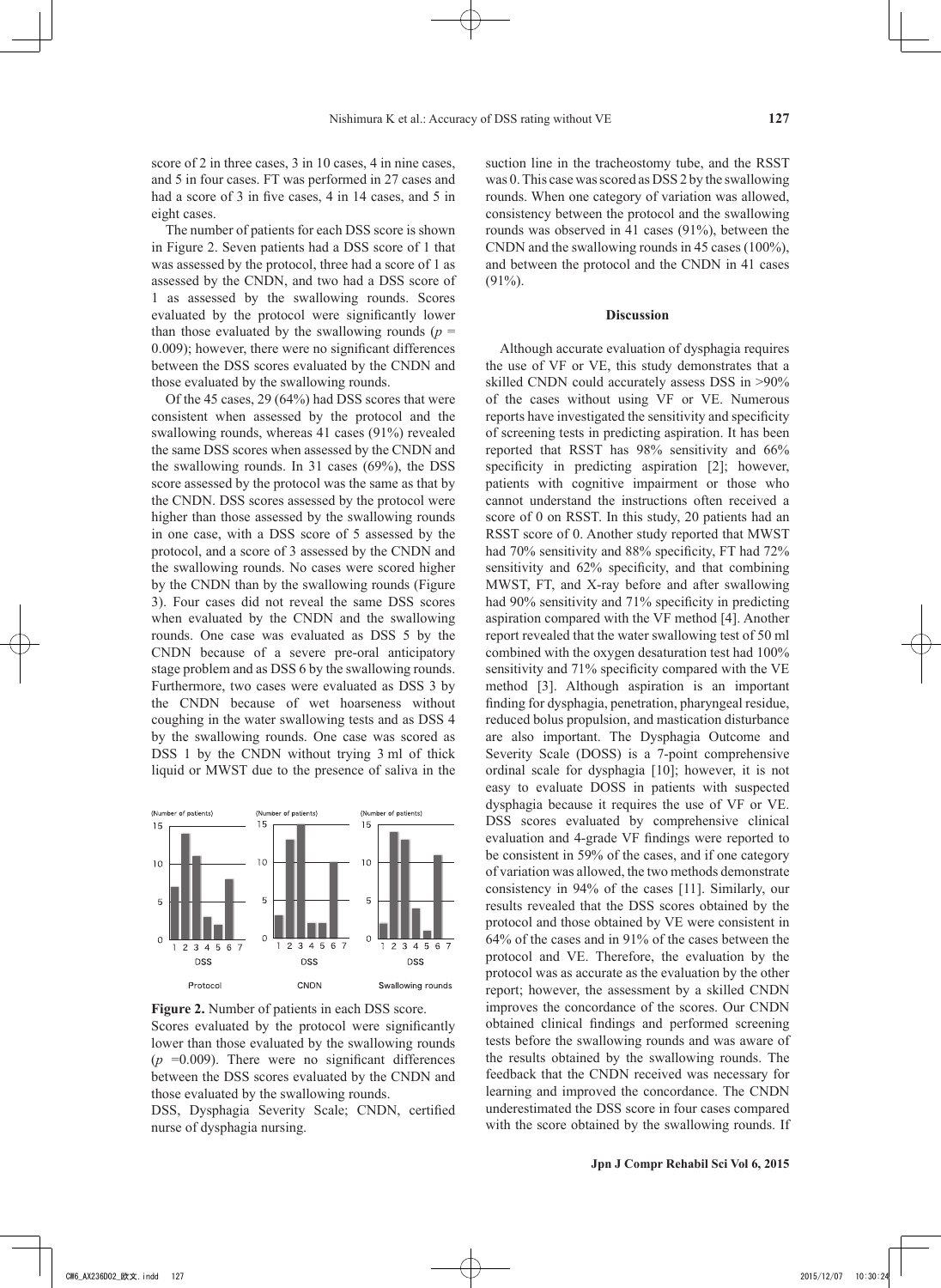score of 2 in three cases, 3 in 10 cases, 4 in nine cases, and 5 in four cases. FT was performed in 27 cases and had a score of 3 in five cases, 4 in 14 cases, and 5 in eight cases.

The number of patients for each DSS score is shown in Figure 2. Seven patients had a DSS score of 1 that was assessed by the protocol, three had a score of 1 as assessed by the CNDN, and two had a DSS score of 1 as assessed by the swallowing rounds. Scores evaluated by the protocol were significantly lower than those evaluated by the swallowing rounds ($p$ = 0.009); however, there were no significant differences between the DSS scores evaluated by the CNDN and those evaluated by the swallowing rounds.

Of the 45 cases, 29 (64%) had DSS scores that were consistent when assessed by the protocol and the swallowing rounds, whereas 41 cases (91%) revealed the same DSS scores when assessed by the CNDN and the swallowing rounds. In 31 cases (69%), the DSS score assessed by the protocol was the same as that by the CNDN. DSS scores assessed by the protocol were higher than those assessed by the swallowing rounds in one case, with a DSS score of 5 assessed by the protocol, and a score of 3 assessed by the CNDN and the swallowing rounds. No cases were scored higher by the CNDN than by the swallowing rounds (Figure 3). Four cases did not reveal the same DSS scores when evaluated by the CNDN and the swallowing rounds. One case was evaluated as DSS 5 by the CNDN because of a severe pre-oral anticipatory stage problem and as DSS 6 by the swallowing rounds. Furthermore, two cases were evaluated as DSS 3 by the CNDN because of wet hoarseness without coughing in the water swallowing tests and as DSS 4 by the swallowing rounds. One case was scored as DSS 1 by the CNDN without trying 3 ml of thick liquid or MWST due to the presence of saliva in the suction line in the tracheostomy tube, and the RSST was 0. This case was scored as DSS 2 by the swallowing rounds. When one category of variation was allowed, consistency between the protocol and the swallowing rounds was observed in 41 cases (91%), between the CNDN and the swallowing rounds in 45 cases (100%), and between the protocol and the CNDN in 41 cases (91%).

**Figure 2.** Number of patients in each DSS score.
Scores evaluated by the protocol were significantly lower than those evaluated by the swallowing rounds ($p$ =0.009). There were no significant differences between the DSS scores evaluated by the CNDN and those evaluated by the swallowing rounds.
DSS, Dysphagia Severity Scale; CNDN, certified nurse of dysphagia nursing.

## Discussion

Although accurate evaluation of dysphagia requires the use of VF or VE, this study demonstrates that a skilled CNDN could accurately assess DSS in >90% of the cases without using VF or VE. Numerous reports have investigated the sensitivity and specificity of screening tests in predicting aspiration. It has been reported that RSST has 98% sensitivity and 66% specificity in predicting aspiration [2]; however, patients with cognitive impairment or those who cannot understand the instructions often received a score of 0 on RSST. In this study, 20 patients had an RSST score of 0. Another study reported that MWST had 70% sensitivity and 88% specificity, FT had 72% sensitivity and 62% specificity, and that combining MWST, FT, and X-ray before and after swallowing had 90% sensitivity and 71% specificity in predicting aspiration compared with the VF method [4]. Another report revealed that the water swallowing test of 50 ml combined with the oxygen desaturation test had 100% sensitivity and 71% specificity compared with the VE method [3]. Although aspiration is an important finding for dysphagia, penetration, pharyngeal residue, reduced bolus propulsion, and mastication disturbance are also important. The Dysphagia Outcome and Severity Scale (DOSS) is a 7-point comprehensive ordinal scale for dysphagia [10]; however, it is not easy to evaluate DOSS in patients with suspected dysphagia because it requires the use of VF or VE. DSS scores evaluated by comprehensive clinical evaluation and 4-grade VF findings were reported to be consistent in 59% of the cases, and if one category of variation was allowed, the two methods demonstrate consistency in 94% of the cases [11]. Similarly, our results revealed that the DSS scores obtained by the protocol and those obtained by VE were consistent in 64% of the cases and in 91% of the cases between the protocol and VE. Therefore, the evaluation by the protocol was as accurate as the evaluation by the other report; however, the assessment by a skilled CNDN improves the concordance of the scores. Our CNDN obtained clinical findings and performed screening tests before the swallowing rounds and was aware of the results obtained by the swallowing rounds. The feedback that the CNDN received was necessary for learning and improved the concordance. The CNDN underestimated the DSS score in four cases compared with the score obtained by the swallowing rounds. If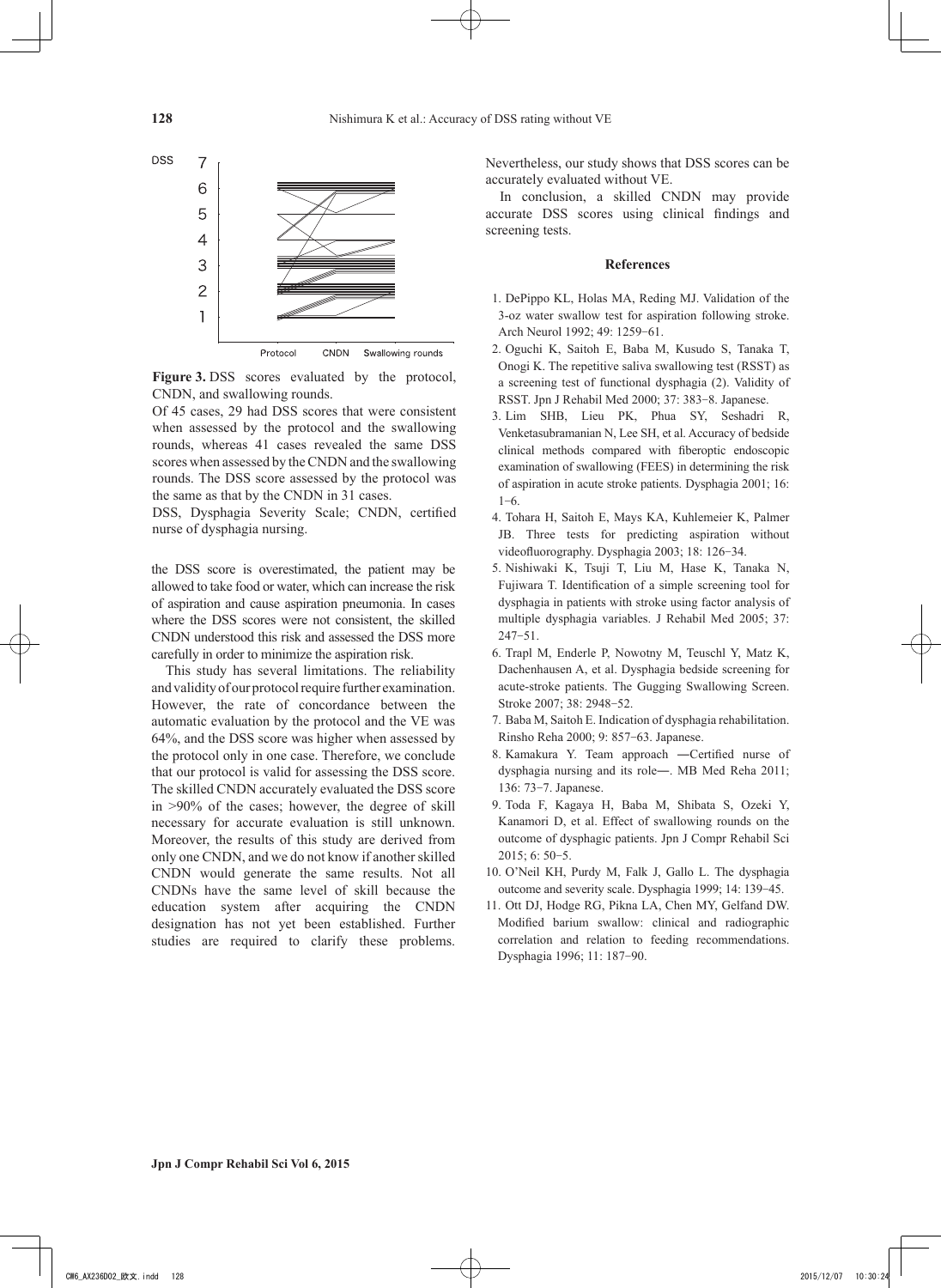DSS
7
6
5
4
3
2
1
Protocol CNDN Swallowing rounds

**Figure 3.** DSS scores evaluated by the protocol, CNDN, and swallowing rounds.
Of 45 cases, 29 had DSS scores that were consistent when assessed by the protocol and the swallowing rounds, whereas 41 cases revealed the same DSS scores when assessed by the CNDN and the swallowing rounds. The DSS score assessed by the protocol was the same as that by the CNDN in 31 cases.
DSS, Dysphagia Severity Scale; CNDN, certified nurse of dysphagia nursing.

the DSS score is overestimated, the patient may be allowed to take food or water, which can increase the risk of aspiration and cause aspiration pneumonia. In cases where the DSS scores were not consistent, the skilled CNDN understood this risk and assessed the DSS more carefully in order to minimize the aspiration risk.

This study has several limitations. The reliability and validity of our protocol require further examination. However, the rate of concordance between the automatic evaluation by the protocol and the VE was 64%, and the DSS score was higher when assessed by the protocol only in one case. Therefore, we conclude that our protocol is valid for assessing the DSS score. The skilled CNDN accurately evaluated the DSS score in >90% of the cases; however, the degree of skill necessary for accurate evaluation is still unknown. Moreover, the results of this study are derived from only one CNDN, and we do not know if another skilled CNDN would generate the same results. Not all CNDNs have the same level of skill because the education system after acquiring the CNDN designation has not yet been established. Further studies are required to clarify these problems. Nevertheless, our study shows that DSS scores can be accurately evaluated without VE.

In conclusion, a skilled CNDN may provide accurate DSS scores using clinical findings and screening tests.

## References

1. DePippo KL, Holas MA, Reding MJ. Validation of the 3-oz water swallow test for aspiration following stroke. Arch Neurol 1992; 49: 1259−61.
2. Oguchi K, Saitoh E, Baba M, Kusudo S, Tanaka T, Onogi K. The repetitive saliva swallowing test (RSST) as a screening test of functional dysphagia (2). Validity of RSST. Jpn J Rehabil Med 2000; 37: 383−8. Japanese.
3. Lim SHB, Lieu PK, Phua SY, Seshadri R, Venketasubramanian N, Lee SH, et al. Accuracy of bedside clinical methods compared with fiberoptic endoscopic examination of swallowing (FEES) in determining the risk of aspiration in acute stroke patients. Dysphagia 2001; 16: 1−6.
4. Tohara H, Saitoh E, Mays KA, Kuhlemeier K, Palmer JB. Three tests for predicting aspiration without videofluorography. Dysphagia 2003; 18: 126−34.
5. Nishiwaki K, Tsuji T, Liu M, Hase K, Tanaka N, Fujiwara T. Identification of a simple screening tool for dysphagia in patients with stroke using factor analysis of multiple dysphagia variables. J Rehabil Med 2005; 37: 247−51.
6. Trapl M, Enderle P, Nowotny M, Teuschl Y, Matz K, Dachenhausen A, et al. Dysphagia bedside screening for acute-stroke patients. The Gugging Swallowing Screen. Stroke 2007; 38: 2948−52.
7. Baba M, Saitoh E. Indication of dysphagia rehabilitation. Rinsho Reha 2000; 9: 857−63. Japanese.
8. Kamakura Y. Team approach ―Certified nurse of dysphagia nursing and its role―. MB Med Reha 2011; 136: 73−7. Japanese.
9. Toda F, Kagaya H, Baba M, Shibata S, Ozeki Y, Kanamori D, et al. Effect of swallowing rounds on the outcome of dysphagic patients. Jpn J Compr Rehabil Sci 2015; 6: 50−5.
10. O'Neil KH, Purdy M, Falk J, Gallo L. The dysphagia outcome and severity scale. Dysphagia 1999; 14: 139−45.
11. Ott DJ, Hodge RG, Pikna LA, Chen MY, Gelfand DW. Modified barium swallow: clinical and radiographic correlation and relation to feeding recommendations. Dysphagia 1996; 11: 187−90.